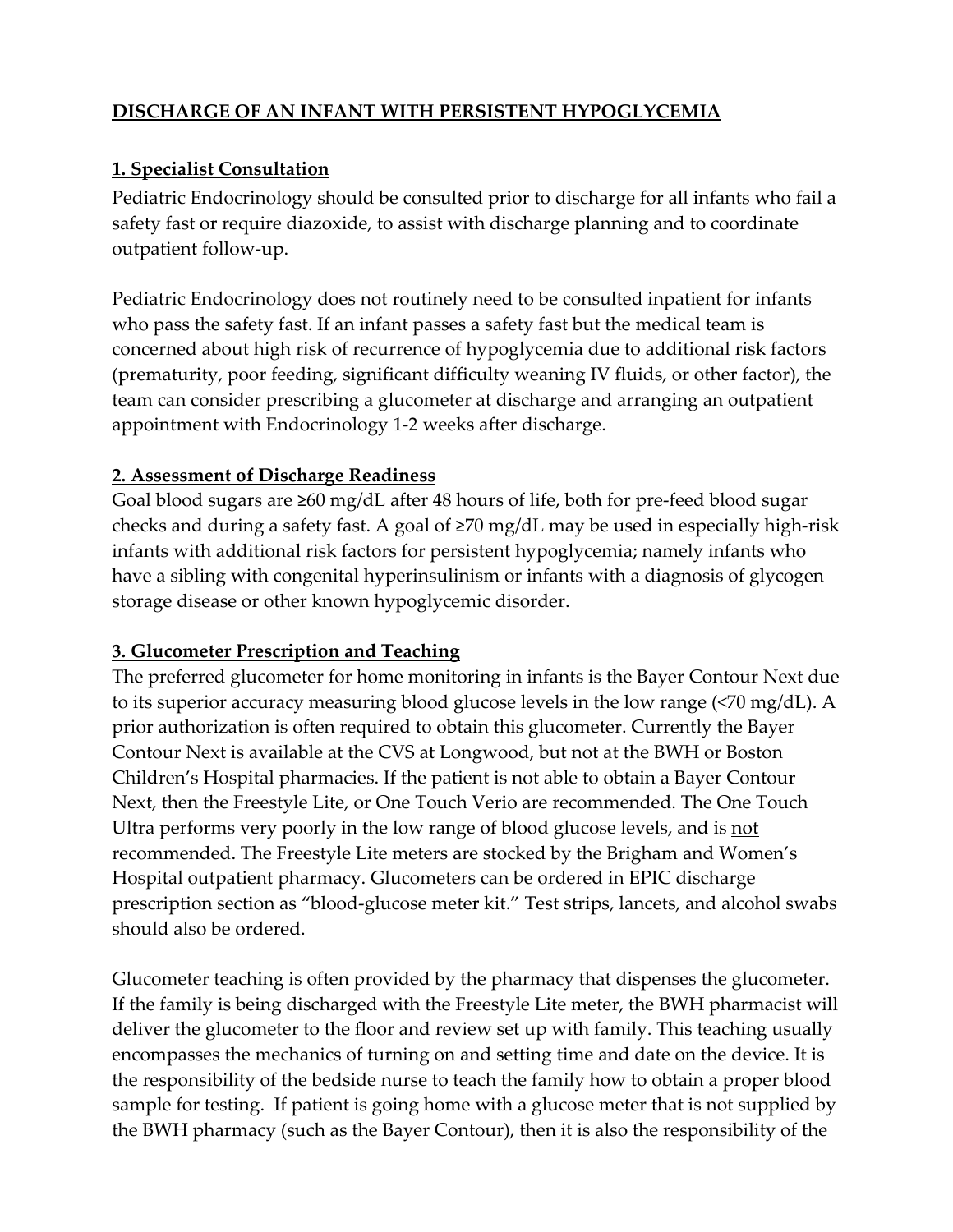# DISCHARGE OF AN INFANT WITH PERSISTENT HYPOGLYCEMIA

## 1. Specialist Consultation

Pediatric Endocrinology should be consulted prior to discharge for all infants who fail a safety fast or require diazoxide, to assist with discharge planning and to coordinate outpatient follow-up.

Pediatric Endocrinology does not routinely need to be consulted inpatient for infants who pass the safety fast. If an infant passes a safety fast but the medical team is concerned about high risk of recurrence of hypoglycemia due to additional risk factors (prematurity, poor feeding, significant difficulty weaning IV fluids, or other factor), the team can consider prescribing a glucometer at discharge and arranging an outpatient appointment with Endocrinology 1-2 weeks after discharge.

## 2. Assessment of Discharge Readiness

Goal blood sugars are ≥60 mg/dL after 48 hours of life, both for pre-feed blood sugar checks and during a safety fast. A goal of ≥70 mg/dL may be used in especially high-risk infants with additional risk factors for persistent hypoglycemia; namely infants who have a sibling with congenital hyperinsulinism or infants with a diagnosis of glycogen storage disease or other known hypoglycemic disorder.

## 3. Glucometer Prescription and Teaching

The preferred glucometer for home monitoring in infants is the Bayer Contour Next due to its superior accuracy measuring blood glucose levels in the low range (<70 mg/dL). A prior authorization is often required to obtain this glucometer. Currently the Bayer Contour Next is available at the CVS at Longwood, but not at the BWH or Boston Children's Hospital pharmacies. If the patient is not able to obtain a Bayer Contour Next, then the Freestyle Lite, or One Touch Verio are recommended. The One Touch Ultra performs very poorly in the low range of blood glucose levels, and is <u>not</u> recommended. The Freestyle Lite meters are stocked by the Brigham and Women's Hospital outpatient pharmacy. Glucometers can be ordered in EPIC discharge prescription section as "blood-glucose meter kit." Test strips, lancets, and alcohol swabs should also be ordered.

Glucometer teaching is often provided by the pharmacy that dispenses the glucometer. If the family is being discharged with the Freestyle Lite meter, the BWH pharmacist will deliver the glucometer to the floor and review set up with family. This teaching usually encompasses the mechanics of turning on and setting time and date on the device. It is the responsibility of the bedside nurse to teach the family how to obtain a proper blood sample for testing. If patient is going home with a glucose meter that is not supplied by the BWH pharmacy (such as the Bayer Contour), then it is also the responsibility of the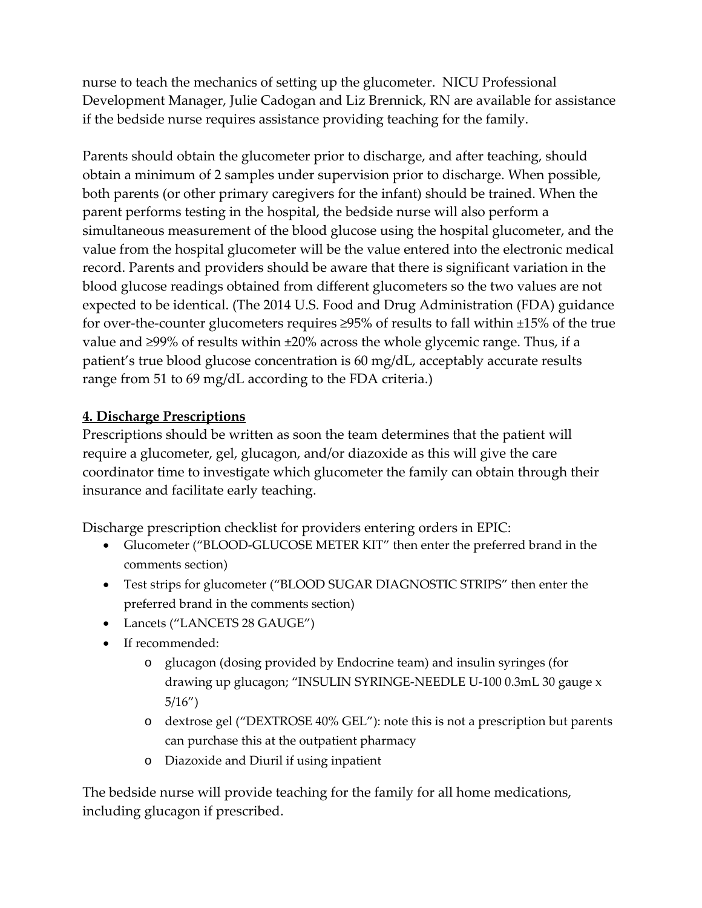nurse to teach the mechanics of setting up the glucometer. NICU Professional Development Manager, Julie Cadogan and Liz Brennick, RN are available for assistance if the bedside nurse requires assistance providing teaching for the family.

Parents should obtain the glucometer prior to discharge, and after teaching, should obtain a minimum of 2 samples under supervision prior to discharge. When possible, both parents (or other primary caregivers for the infant) should be trained. When the parent performs testing in the hospital, the bedside nurse will also perform a simultaneous measurement of the blood glucose using the hospital glucometer, and the value from the hospital glucometer will be the value entered into the electronic medical record. Parents and providers should be aware that there is significant variation in the blood glucose readings obtained from different glucometers so the two values are not expected to be identical. (The 2014 U.S. Food and Drug Administration (FDA) guidance for over-the-counter glucometers requires ≥95% of results to fall within ±15% of the true value and ≥99% of results within ±20% across the whole glycemic range. Thus, if a patient's true blood glucose concentration is 60 mg/dL, acceptably accurate results range from 51 to 69 mg/dL according to the FDA criteria.)

## 4. Discharge Prescriptions

Prescriptions should be written as soon the team determines that the patient will require a glucometer, gel, glucagon, and/or diazoxide as this will give the care coordinator time to investigate which glucometer the family can obtain through their insurance and facilitate early teaching.

Discharge prescription checklist for providers entering orders in EPIC:

- Glucometer ("BLOOD-GLUCOSE METER KIT" then enter the preferred brand in the comments section)
- Test strips for glucometer ("BLOOD SUGAR DIAGNOSTIC STRIPS" then enter the preferred brand in the comments section)
- Lancets ("LANCETS 28 GAUGE")
- If recommended:
  - glucagon (dosing provided by Endocrine team) and insulin syringes (for drawing up glucagon; "INSULIN SYRINGE-NEEDLE U-100 0.3mL 30 gauge x 5/16")
  - dextrose gel ("DEXTROSE 40% GEL"): note this is not a prescription but parents can purchase this at the outpatient pharmacy
  - Diazoxide and Diuril if using inpatient

The bedside nurse will provide teaching for the family for all home medications, including glucagon if prescribed.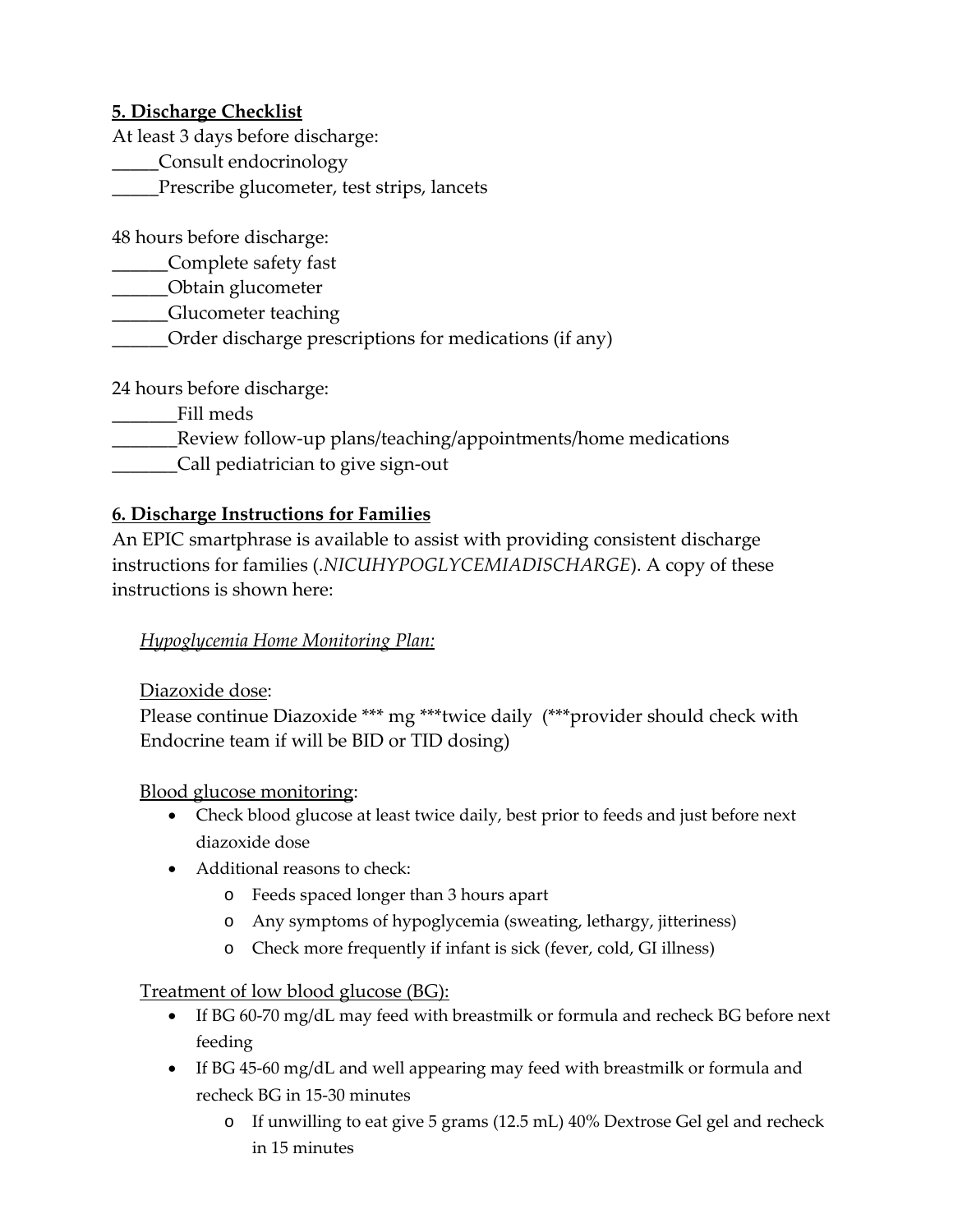## 5. Discharge Checklist

At least 3 days before discharge:

_____Consult endocrinology

_____Prescribe glucometer, test strips, lancets

48 hours before discharge:

______Complete safety fast

______Obtain glucometer

______Glucometer teaching

______Order discharge prescriptions for medications (if any)

24 hours before discharge:

_______Fill meds

_______Review follow-up plans/teaching/appointments/home medications

_______Call pediatrician to give sign-out

## 6. Discharge Instructions for Families

An EPIC smartphrase is available to assist with providing consistent discharge instructions for families (*.NICUHYPOGLYCEMIADISCHARGE*). A copy of these instructions is shown here:

*Hypoglycemia Home Monitoring Plan:*

Diazoxide dose:

Please continue Diazoxide *** mg ***twice daily (***provider should check with Endocrine team if will be BID or TID dosing)

Blood glucose monitoring:

- Check blood glucose at least twice daily, best prior to feeds and just before next diazoxide dose
- Additional reasons to check:
  - Feeds spaced longer than 3 hours apart
  - Any symptoms of hypoglycemia (sweating, lethargy, jitteriness)
  - Check more frequently if infant is sick (fever, cold, GI illness)

Treatment of low blood glucose (BG):

- If BG 60-70 mg/dL may feed with breastmilk or formula and recheck BG before next feeding
- If BG 45-60 mg/dL and well appearing may feed with breastmilk or formula and recheck BG in 15-30 minutes
  - If unwilling to eat give 5 grams (12.5 mL) 40% Dextrose Gel gel and recheck in 15 minutes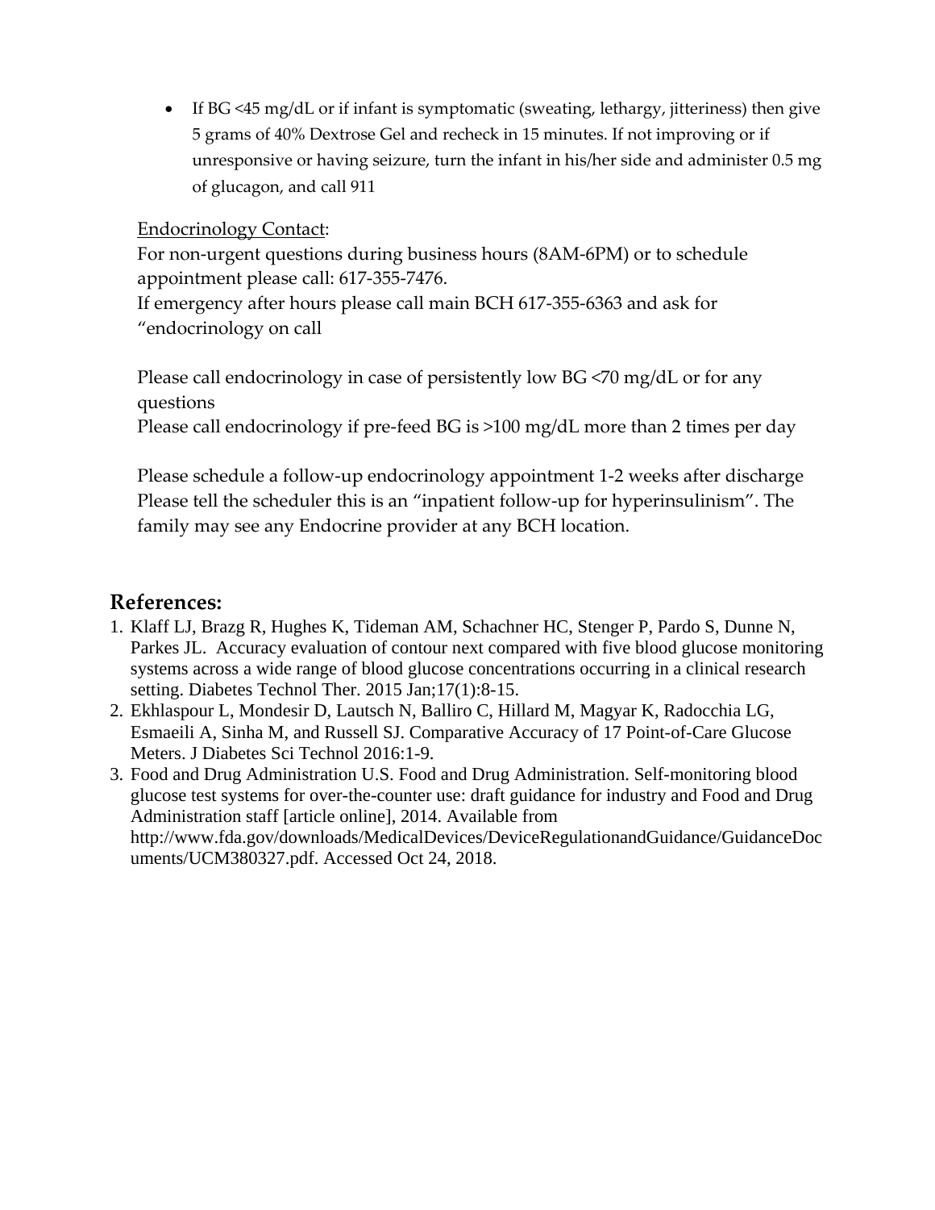- If BG <45 mg/dL or if infant is symptomatic (sweating, lethargy, jitteriness) then give 5 grams of 40% Dextrose Gel and recheck in 15 minutes. If not improving or if unresponsive or having seizure, turn the infant in his/her side and administer 0.5 mg of glucagon, and call 911

Endocrinology Contact:
For non-urgent questions during business hours (8AM-6PM) or to schedule appointment please call: 617-355-7476.
If emergency after hours please call main BCH 617-355-6363 and ask for "endocrinology on call

Please call endocrinology in case of persistently low BG <70 mg/dL or for any questions
Please call endocrinology if pre-feed BG is >100 mg/dL more than 2 times per day

Please schedule a follow-up endocrinology appointment 1-2 weeks after discharge
Please tell the scheduler this is an "inpatient follow-up for hyperinsulinism". The family may see any Endocrine provider at any BCH location.

## References:

1. Klaff LJ, Brazg R, Hughes K, Tideman AM, Schachner HC, Stenger P, Pardo S, Dunne N, Parkes JL. Accuracy evaluation of contour next compared with five blood glucose monitoring systems across a wide range of blood glucose concentrations occurring in a clinical research setting. Diabetes Technol Ther. 2015 Jan;17(1):8-15.
2. Ekhlaspour L, Mondesir D, Lautsch N, Balliro C, Hillard M, Magyar K, Radocchia LG, Esmaeili A, Sinha M, and Russell SJ. Comparative Accuracy of 17 Point-of-Care Glucose Meters. J Diabetes Sci Technol 2016:1-9.
3. Food and Drug Administration U.S. Food and Drug Administration. Self-monitoring blood glucose test systems for over-the-counter use: draft guidance for industry and Food and Drug Administration staff [article online], 2014. Available from http://www.fda.gov/downloads/MedicalDevices/DeviceRegulationandGuidance/GuidanceDocuments/UCM380327.pdf. Accessed Oct 24, 2018.